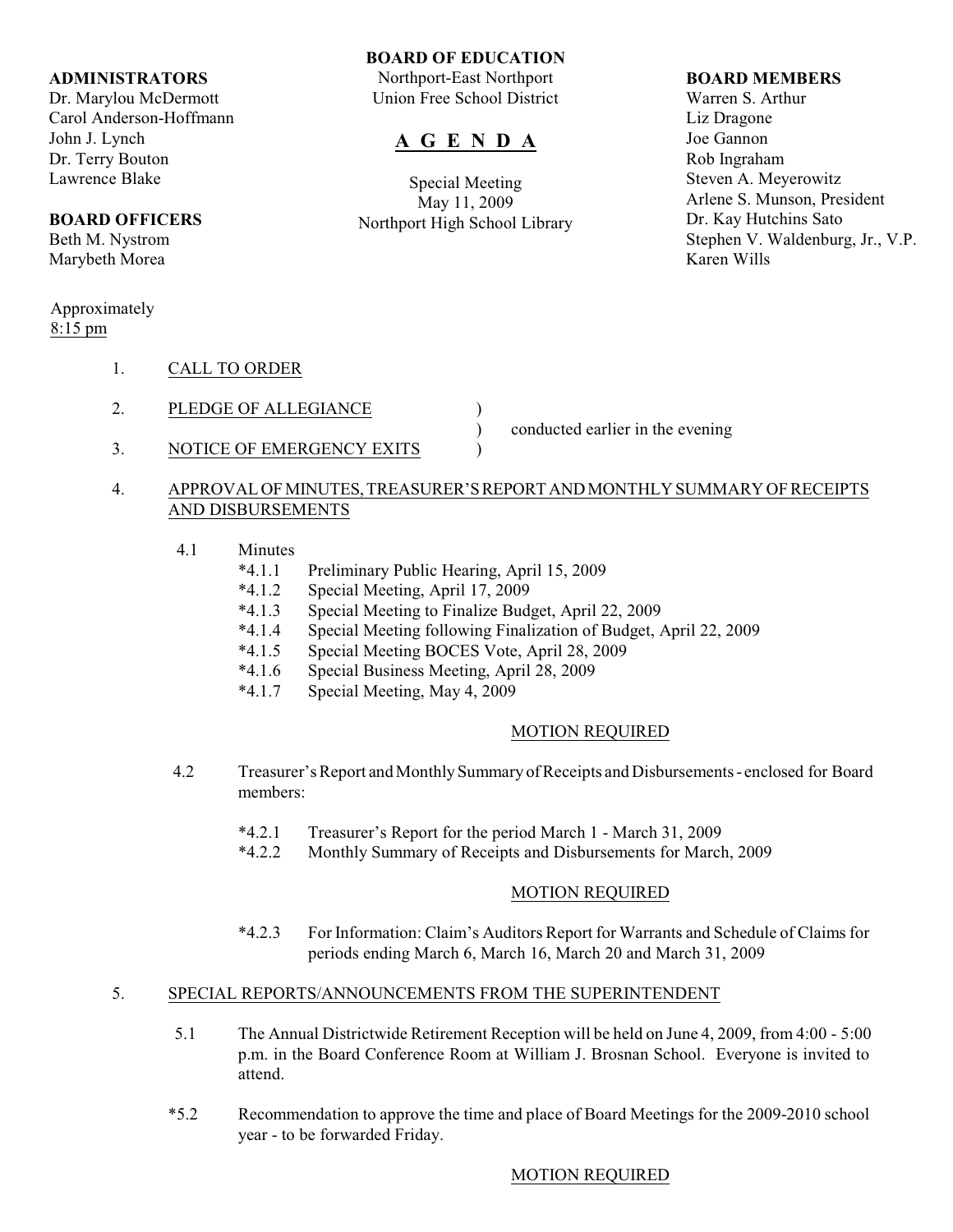**ADMINISTRATORS**
Dr. Marylou McDermott
Carol Anderson-Hoffmann
John J. Lynch
Dr. Terry Bouton
Lawrence Blake

**BOARD OFFICERS**
Beth M. Nystrom
Marybeth Morea

**BOARD OF EDUCATION**
Northport-East Northport
Union Free School District

# A G E N D A

Special Meeting
May 11, 2009
Northport High School Library

**BOARD MEMBERS**
Warren S. Arthur
Liz Dragone
Joe Gannon
Rob Ingraham
Steven A. Meyerowitz
Arlene S. Munson, President
Dr. Kay Hutchins Sato
Stephen V. Waldenburg, Jr., V.P.
Karen Wills

Approximately
8:15 pm

1. CALL TO ORDER

2. PLEDGE OF ALLEGIANCE ) conducted earlier in the evening

3. NOTICE OF EMERGENCY EXITS )

4. APPROVAL OF MINUTES, TREASURER'S REPORT AND MONTHLY SUMMARY OF RECEIPTS AND DISBURSEMENTS

   4.1 Minutes
   - *4.1.1 Preliminary Public Hearing, April 15, 2009
   - *4.1.2 Special Meeting, April 17, 2009
   - *4.1.3 Special Meeting to Finalize Budget, April 22, 2009
   - *4.1.4 Special Meeting following Finalization of Budget, April 22, 2009
   - *4.1.5 Special Meeting BOCES Vote, April 28, 2009
   - *4.1.6 Special Business Meeting, April 28, 2009
   - *4.1.7 Special Meeting, May 4, 2009

   MOTION REQUIRED

   4.2 Treasurer's Report and Monthly Summary of Receipts and Disbursements - enclosed for Board members:

   - *4.2.1 Treasurer's Report for the period March 1 - March 31, 2009
   - *4.2.2 Monthly Summary of Receipts and Disbursements for March, 2009

   MOTION REQUIRED

   - *4.2.3 For Information: Claim's Auditors Report for Warrants and Schedule of Claims for periods ending March 6, March 16, March 20 and March 31, 2009

5. SPECIAL REPORTS/ANNOUNCEMENTS FROM THE SUPERINTENDENT

   5.1 The Annual Districtwide Retirement Reception will be held on June 4, 2009, from 4:00 - 5:00 p.m. in the Board Conference Room at William J. Brosnan School. Everyone is invited to attend.

   *5.2 Recommendation to approve the time and place of Board Meetings for the 2009-2010 school year - to be forwarded Friday.

   MOTION REQUIRED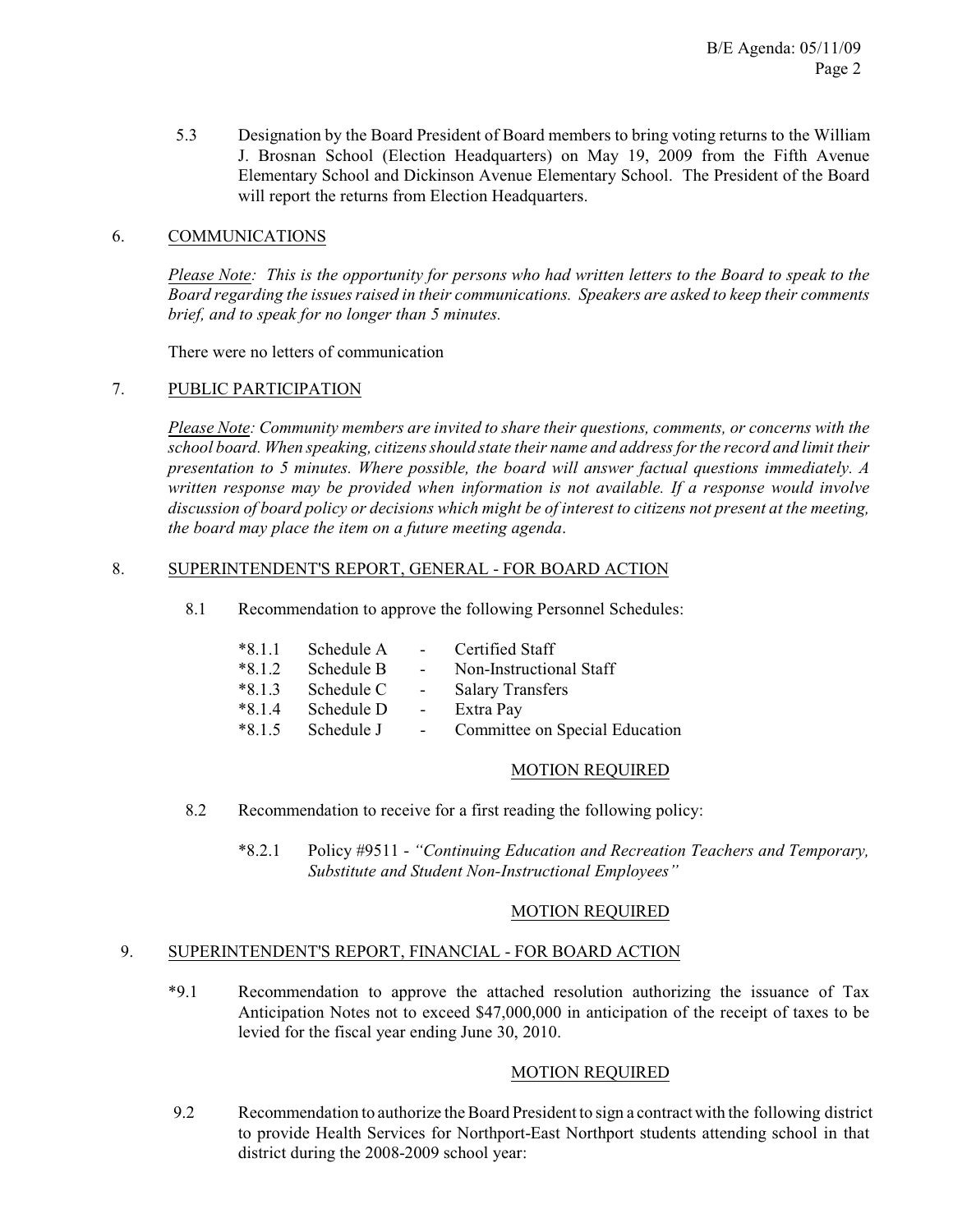5.3 Designation by the Board President of Board members to bring voting returns to the William J. Brosnan School (Election Headquarters) on May 19, 2009 from the Fifth Avenue Elementary School and Dickinson Avenue Elementary School. The President of the Board will report the returns from Election Headquarters.

## 6. COMMUNICATIONS

*Please Note: This is the opportunity for persons who had written letters to the Board to speak to the Board regarding the issues raised in their communications. Speakers are asked to keep their comments brief, and to speak for no longer than 5 minutes.*

There were no letters of communication

## 7. PUBLIC PARTICIPATION

*Please Note: Community members are invited to share their questions, comments, or concerns with the school board. When speaking, citizens should state their name and address for the record and limit their presentation to 5 minutes. Where possible, the board will answer factual questions immediately. A written response may be provided when information is not available. If a response would involve discussion of board policy or decisions which might be of interest to citizens not present at the meeting, the board may place the item on a future meeting agenda.*

## 8. SUPERINTENDENT'S REPORT, GENERAL - FOR BOARD ACTION

8.1 Recommendation to approve the following Personnel Schedules:

- *8.1.1 Schedule A - Certified Staff
- *8.1.2 Schedule B - Non-Instructional Staff
- *8.1.3 Schedule C - Salary Transfers
- *8.1.4 Schedule D - Extra Pay
- *8.1.5 Schedule J - Committee on Special Education

MOTION REQUIRED

8.2 Recommendation to receive for a first reading the following policy:

*8.2.1 Policy #9511 - *"Continuing Education and Recreation Teachers and Temporary, Substitute and Student Non-Instructional Employees"*

MOTION REQUIRED

## 9. SUPERINTENDENT'S REPORT, FINANCIAL - FOR BOARD ACTION

*9.1 Recommendation to approve the attached resolution authorizing the issuance of Tax Anticipation Notes not to exceed $47,000,000 in anticipation of the receipt of taxes to be levied for the fiscal year ending June 30, 2010.

MOTION REQUIRED

9.2 Recommendation to authorize the Board President to sign a contract with the following district to provide Health Services for Northport-East Northport students attending school in that district during the 2008-2009 school year: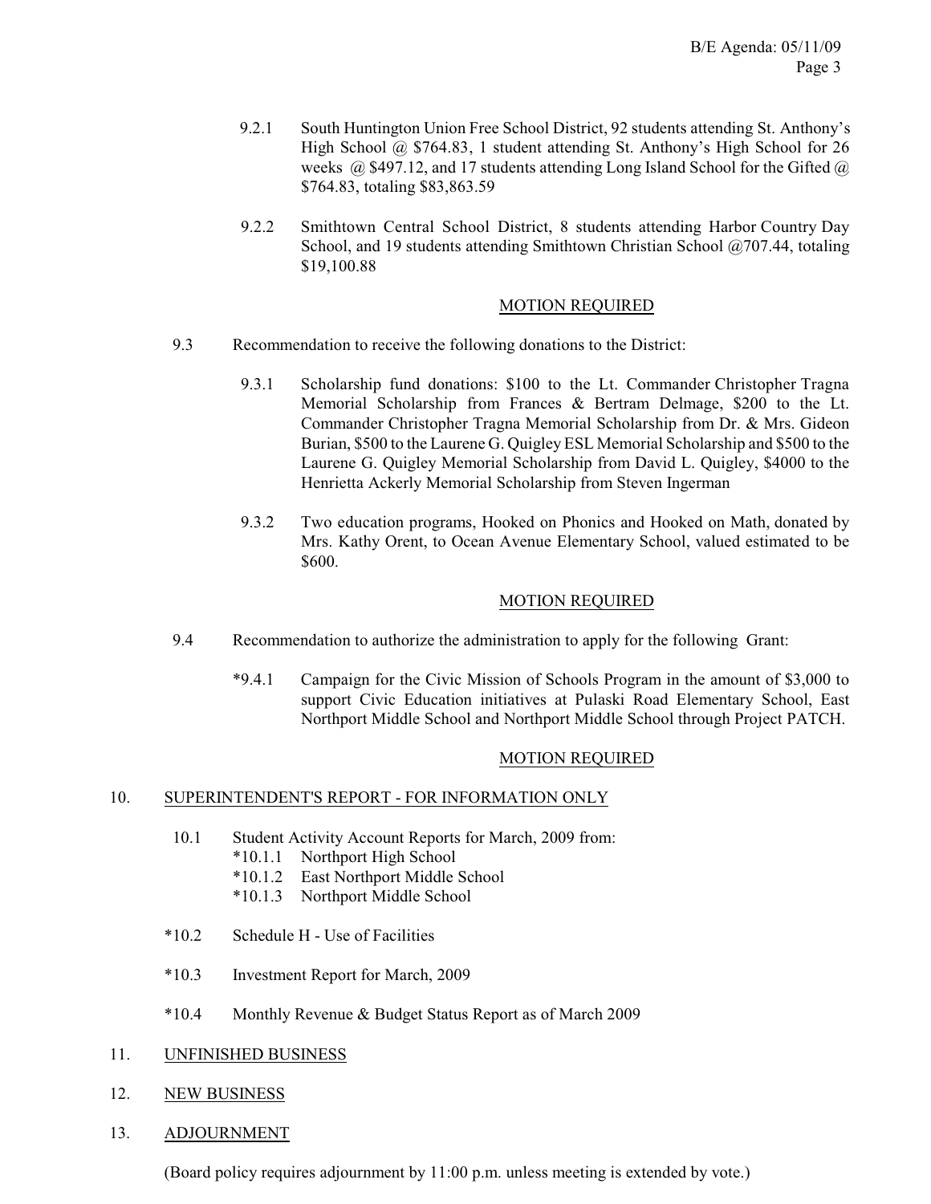9.2.1 South Huntington Union Free School District, 92 students attending St. Anthony's High School @ $764.83, 1 student attending St. Anthony's High School for 26 weeks @ $497.12, and 17 students attending Long Island School for the Gifted @ $764.83, totaling $83,863.59

9.2.2 Smithtown Central School District, 8 students attending Harbor Country Day School, and 19 students attending Smithtown Christian School @707.44, totaling $19,100.88

MOTION REQUIRED

9.3 Recommendation to receive the following donations to the District:

9.3.1 Scholarship fund donations: $100 to the Lt. Commander Christopher Tragna Memorial Scholarship from Frances & Bertram Delmage, $200 to the Lt. Commander Christopher Tragna Memorial Scholarship from Dr. & Mrs. Gideon Burian, $500 to the Laurene G. Quigley ESL Memorial Scholarship and $500 to the Laurene G. Quigley Memorial Scholarship from David L. Quigley, $4000 to the Henrietta Ackerly Memorial Scholarship from Steven Ingerman

9.3.2 Two education programs, Hooked on Phonics and Hooked on Math, donated by Mrs. Kathy Orent, to Ocean Avenue Elementary School, valued estimated to be $600.

MOTION REQUIRED

9.4 Recommendation to authorize the administration to apply for the following Grant:

*9.4.1 Campaign for the Civic Mission of Schools Program in the amount of $3,000 to support Civic Education initiatives at Pulaski Road Elementary School, East Northport Middle School and Northport Middle School through Project PATCH.

MOTION REQUIRED

## 10. SUPERINTENDENT'S REPORT - FOR INFORMATION ONLY

10.1 Student Activity Account Reports for March, 2009 from:
*10.1.1 Northport High School
*10.1.2 East Northport Middle School
*10.1.3 Northport Middle School

*10.2 Schedule H - Use of Facilities

*10.3 Investment Report for March, 2009

*10.4 Monthly Revenue & Budget Status Report as of March 2009

## 11. UNFINISHED BUSINESS

## 12. NEW BUSINESS

## 13. ADJOURNMENT

(Board policy requires adjournment by 11:00 p.m. unless meeting is extended by vote.)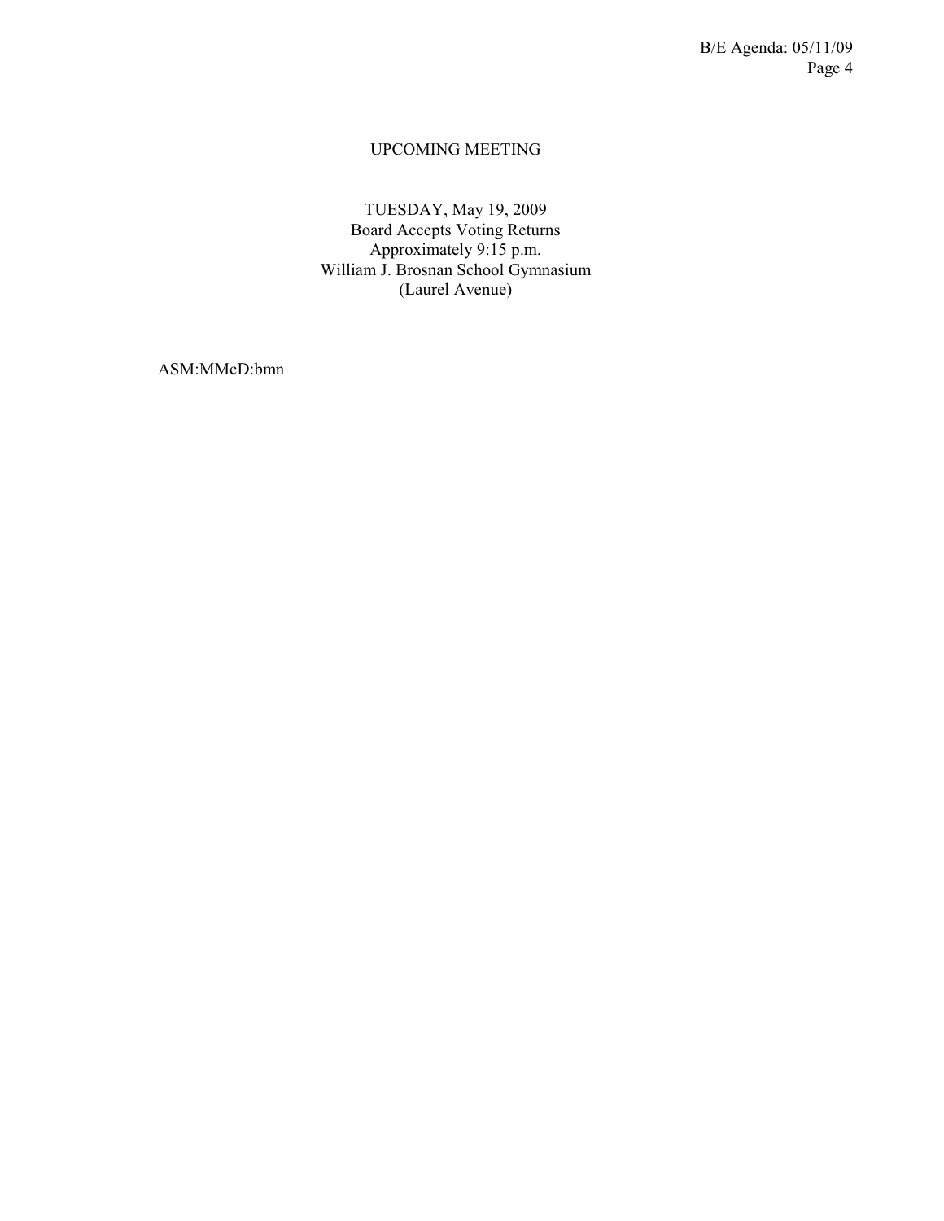## UPCOMING MEETING

TUESDAY, May 19, 2009
Board Accepts Voting Returns
Approximately 9:15 p.m.
William J. Brosnan School Gymnasium
(Laurel Avenue)

ASM:MMcD:bmn